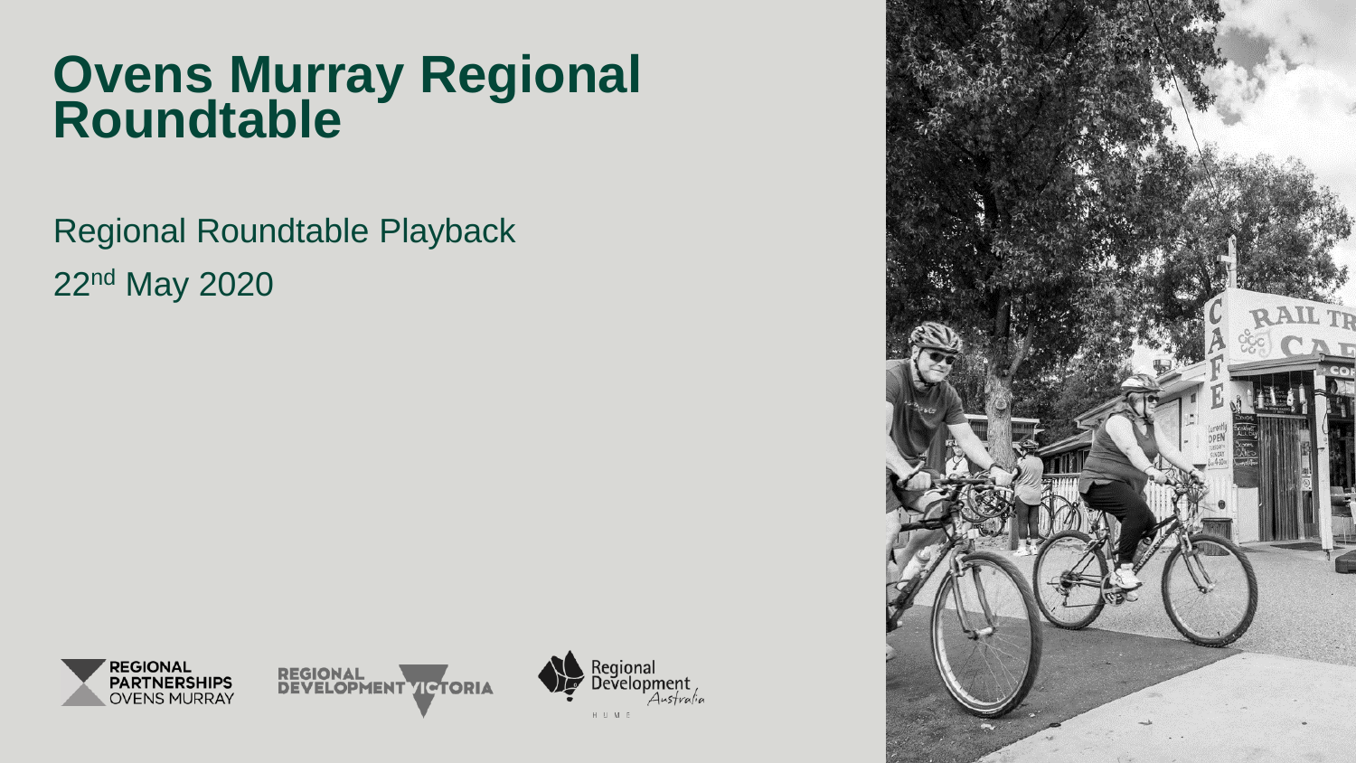# Ovens Murray Regional Roundtable

Regional Roundtable Playback

22nd May 2020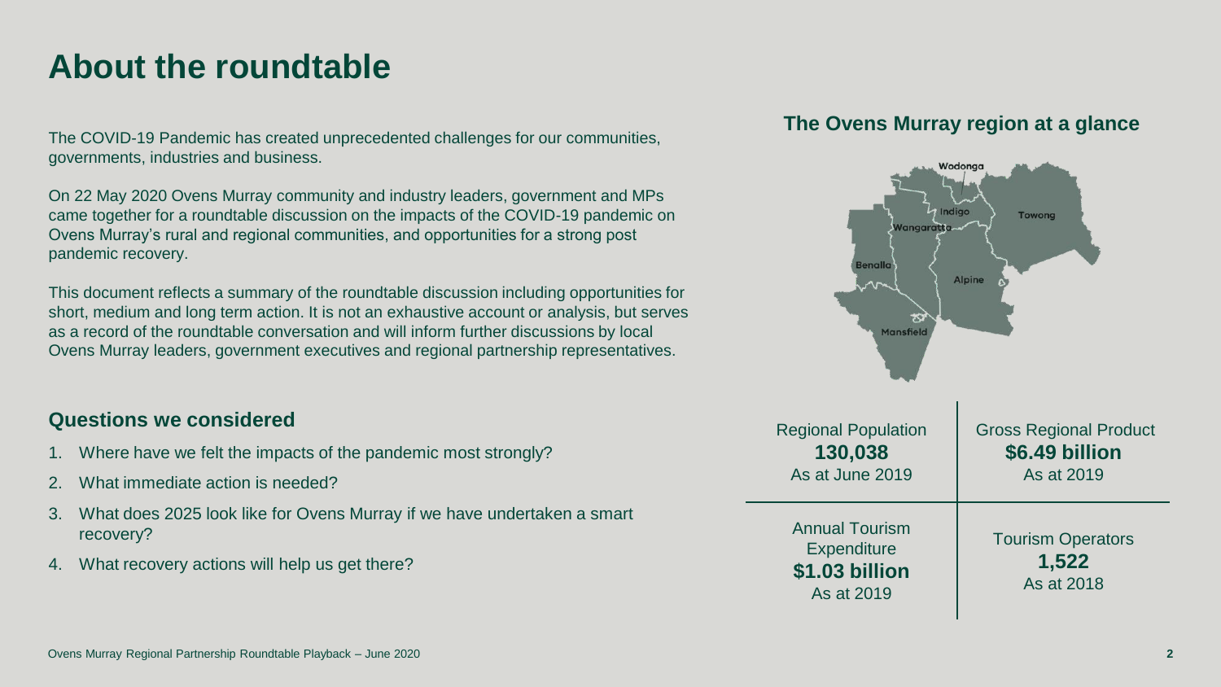# About the roundtable

The COVID-19 Pandemic has created unprecedented challenges for our communities, governments, industries and business.

On 22 May 2020 Ovens Murray community and industry leaders, government and MPs came together for a roundtable discussion on the impacts of the COVID-19 pandemic on Ovens Murray's rural and regional communities, and opportunities for a strong post pandemic recovery.

This document reflects a summary of the roundtable discussion including opportunities for short, medium and long term action. It is not an exhaustive account or analysis, but serves as a record of the roundtable conversation and will inform further discussions by local Ovens Murray leaders, government executives and regional partnership representatives.

## Questions we considered

1. Where have we felt the impacts of the pandemic most strongly?
2. What immediate action is needed?
3. What does 2025 look like for Ovens Murray if we have undertaken a smart recovery?
4. What recovery actions will help us get there?

## The Ovens Murray region at a glance

| Regional Population | Gross Regional Product |
| --- | --- |
| **130,038** As at June 2019 | **$6.49 billion** As at 2019 |
| Annual Tourism Expenditure **$1.03 billion** As at 2019 | Tourism Operators **1,522** As at 2018 |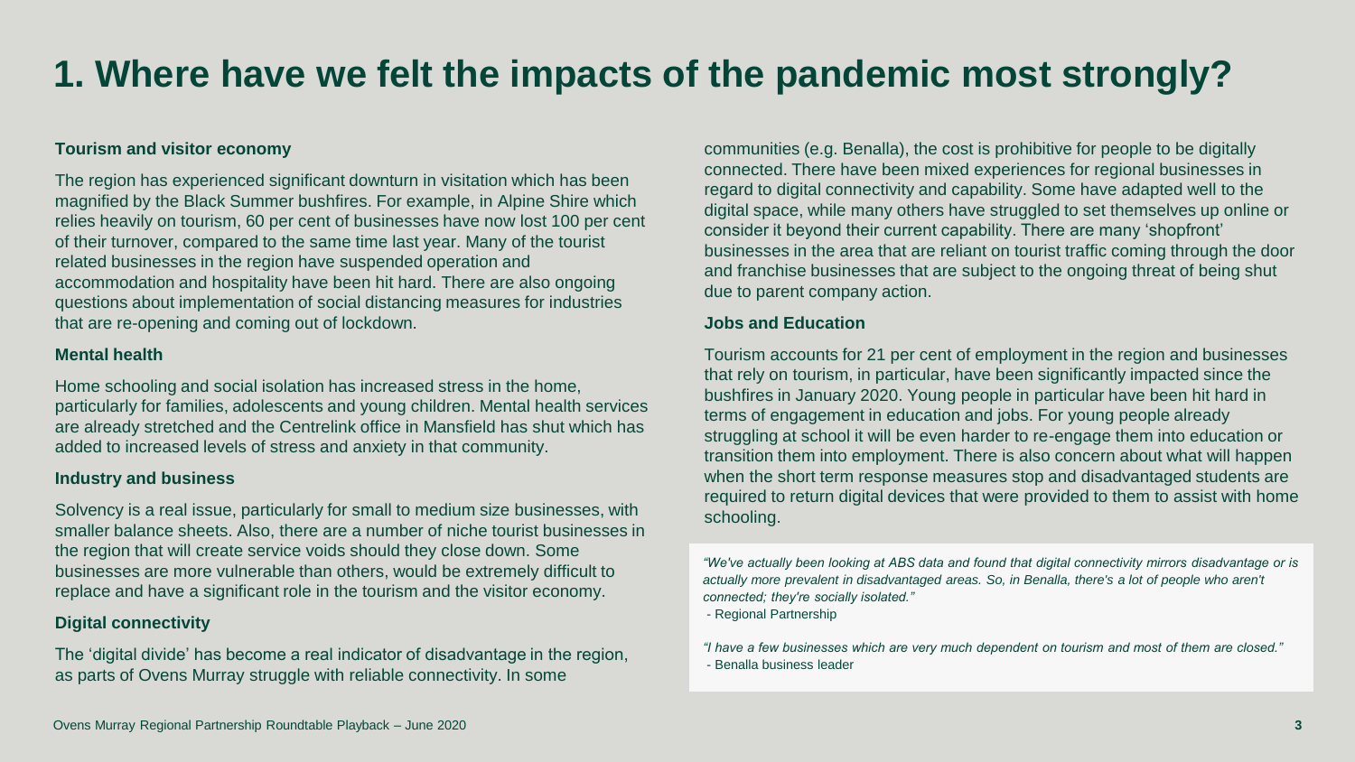# 1. Where have we felt the impacts of the pandemic most strongly?

### Tourism and visitor economy

The region has experienced significant downturn in visitation which has been magnified by the Black Summer bushfires. For example, in Alpine Shire which relies heavily on tourism, 60 per cent of businesses have now lost 100 per cent of their turnover, compared to the same time last year. Many of the tourist related businesses in the region have suspended operation and accommodation and hospitality have been hit hard. There are also ongoing questions about implementation of social distancing measures for industries that are re-opening and coming out of lockdown.

### Mental health

Home schooling and social isolation has increased stress in the home, particularly for families, adolescents and young children. Mental health services are already stretched and the Centrelink office in Mansfield has shut which has added to increased levels of stress and anxiety in that community.

### Industry and business

Solvency is a real issue, particularly for small to medium size businesses, with smaller balance sheets. Also, there are a number of niche tourist businesses in the region that will create service voids should they close down. Some businesses are more vulnerable than others, would be extremely difficult to replace and have a significant role in the tourism and the visitor economy.

### Digital connectivity

The 'digital divide' has become a real indicator of disadvantage in the region, as parts of Ovens Murray struggle with reliable connectivity. In some communities (e.g. Benalla), the cost is prohibitive for people to be digitally connected. There have been mixed experiences for regional businesses in regard to digital connectivity and capability. Some have adapted well to the digital space, while many others have struggled to set themselves up online or consider it beyond their current capability. There are many 'shopfront' businesses in the area that are reliant on tourist traffic coming through the door and franchise businesses that are subject to the ongoing threat of being shut due to parent company action.

### Jobs and Education

Tourism accounts for 21 per cent of employment in the region and businesses that rely on tourism, in particular, have been significantly impacted since the bushfires in January 2020. Young people in particular have been hit hard in terms of engagement in education and jobs. For young people already struggling at school it will be even harder to re-engage them into education or transition them into employment. There is also concern about what will happen when the short term response measures stop and disadvantaged students are required to return digital devices that were provided to them to assist with home schooling.

*"We've actually been looking at ABS data and found that digital connectivity mirrors disadvantage or is actually more prevalent in disadvantaged areas. So, in Benalla, there's a lot of people who aren't connected; they're socially isolated."*

- Regional Partnership

*"I have a few businesses which are very much dependent on tourism and most of them are closed."*

- Benalla business leader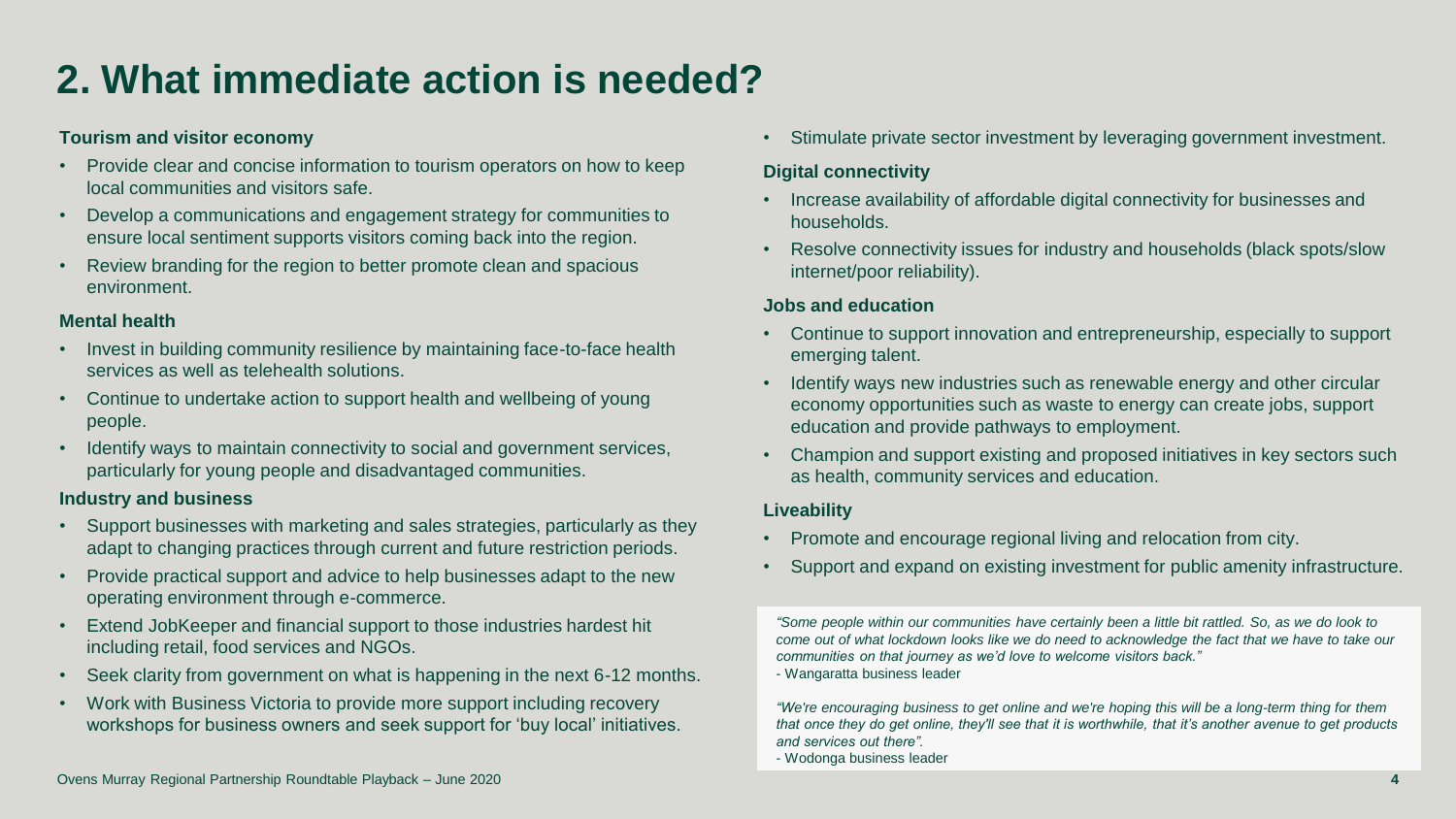# 2. What immediate action is needed?

### Tourism and visitor economy

- Provide clear and concise information to tourism operators on how to keep local communities and visitors safe.
- Develop a communications and engagement strategy for communities to ensure local sentiment supports visitors coming back into the region.
- Review branding for the region to better promote clean and spacious environment.

### Mental health

- Invest in building community resilience by maintaining face-to-face health services as well as telehealth solutions.
- Continue to undertake action to support health and wellbeing of young people.
- Identify ways to maintain connectivity to social and government services, particularly for young people and disadvantaged communities.

### Industry and business

- Support businesses with marketing and sales strategies, particularly as they adapt to changing practices through current and future restriction periods.
- Provide practical support and advice to help businesses adapt to the new operating environment through e-commerce.
- Extend JobKeeper and financial support to those industries hardest hit including retail, food services and NGOs.
- Seek clarity from government on what is happening in the next 6-12 months.
- Work with Business Victoria to provide more support including recovery workshops for business owners and seek support for 'buy local' initiatives.
- Stimulate private sector investment by leveraging government investment.

### Digital connectivity

- Increase availability of affordable digital connectivity for businesses and households.
- Resolve connectivity issues for industry and households (black spots/slow internet/poor reliability).

### Jobs and education

- Continue to support innovation and entrepreneurship, especially to support emerging talent.
- Identify ways new industries such as renewable energy and other circular economy opportunities such as waste to energy can create jobs, support education and provide pathways to employment.
- Champion and support existing and proposed initiatives in key sectors such as health, community services and education.

### Liveability

- Promote and encourage regional living and relocation from city.
- Support and expand on existing investment for public amenity infrastructure.

*"Some people within our communities have certainly been a little bit rattled. So, as we do look to come out of what lockdown looks like we do need to acknowledge the fact that we have to take our communities on that journey as we'd love to welcome visitors back."*
- Wangaratta business leader

*"We're encouraging business to get online and we're hoping this will be a long-term thing for them that once they do get online, they'll see that it is worthwhile, that it's another avenue to get products and services out there".*
- Wodonga business leader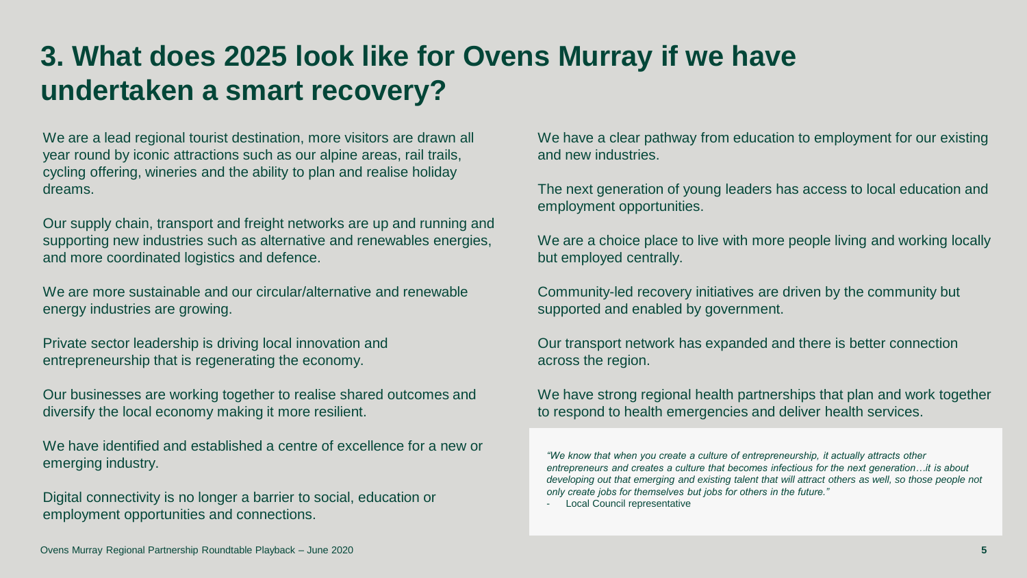# 3. What does 2025 look like for Ovens Murray if we have undertaken a smart recovery?

We are a lead regional tourist destination, more visitors are drawn all year round by iconic attractions such as our alpine areas, rail trails, cycling offering, wineries and the ability to plan and realise holiday dreams.

Our supply chain, transport and freight networks are up and running and supporting new industries such as alternative and renewables energies, and more coordinated logistics and defence.

We are more sustainable and our circular/alternative and renewable energy industries are growing.

Private sector leadership is driving local innovation and entrepreneurship that is regenerating the economy.

Our businesses are working together to realise shared outcomes and diversify the local economy making it more resilient.

We have identified and established a centre of excellence for a new or emerging industry.

Digital connectivity is no longer a barrier to social, education or employment opportunities and connections.

We have a clear pathway from education to employment for our existing and new industries.

The next generation of young leaders has access to local education and employment opportunities.

We are a choice place to live with more people living and working locally but employed centrally.

Community-led recovery initiatives are driven by the community but supported and enabled by government.

Our transport network has expanded and there is better connection across the region.

We have strong regional health partnerships that plan and work together to respond to health emergencies and deliver health services.

> *"We know that when you create a culture of entrepreneurship, it actually attracts other entrepreneurs and creates a culture that becomes infectious for the next generation…it is about developing out that emerging and existing talent that will attract others as well, so those people not only create jobs for themselves but jobs for others in the future."*
>
> - Local Council representative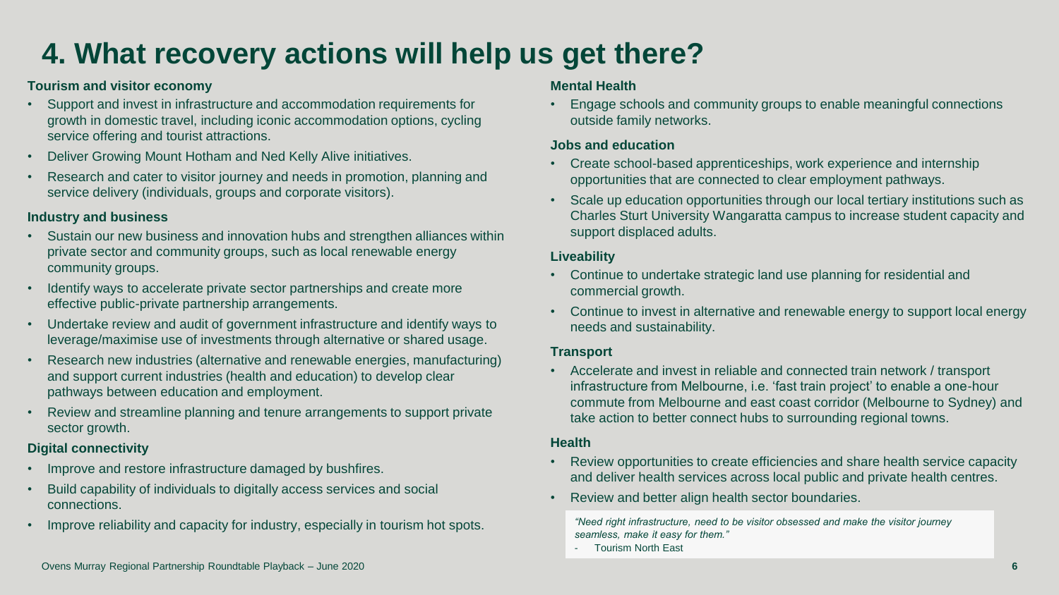# 4. What recovery actions will help us get there?

**Tourism and visitor economy**

- Support and invest in infrastructure and accommodation requirements for growth in domestic travel, including iconic accommodation options, cycling service offering and tourist attractions.
- Deliver Growing Mount Hotham and Ned Kelly Alive initiatives.
- Research and cater to visitor journey and needs in promotion, planning and service delivery (individuals, groups and corporate visitors).

**Industry and business**

- Sustain our new business and innovation hubs and strengthen alliances within private sector and community groups, such as local renewable energy community groups.
- Identify ways to accelerate private sector partnerships and create more effective public-private partnership arrangements.
- Undertake review and audit of government infrastructure and identify ways to leverage/maximise use of investments through alternative or shared usage.
- Research new industries (alternative and renewable energies, manufacturing) and support current industries (health and education) to develop clear pathways between education and employment.
- Review and streamline planning and tenure arrangements to support private sector growth.

**Digital connectivity**

- Improve and restore infrastructure damaged by bushfires.
- Build capability of individuals to digitally access services and social connections.
- Improve reliability and capacity for industry, especially in tourism hot spots.

**Mental Health**

- Engage schools and community groups to enable meaningful connections outside family networks.

**Jobs and education**

- Create school-based apprenticeships, work experience and internship opportunities that are connected to clear employment pathways.
- Scale up education opportunities through our local tertiary institutions such as Charles Sturt University Wangaratta campus to increase student capacity and support displaced adults.

**Liveability**

- Continue to undertake strategic land use planning for residential and commercial growth.
- Continue to invest in alternative and renewable energy to support local energy needs and sustainability.

**Transport**

- Accelerate and invest in reliable and connected train network / transport infrastructure from Melbourne, i.e. 'fast train project' to enable a one-hour commute from Melbourne and east coast corridor (Melbourne to Sydney) and take action to better connect hubs to surrounding regional towns.

**Health**

- Review opportunities to create efficiencies and share health service capacity and deliver health services across local public and private health centres.
- Review and better align health sector boundaries.

> *"Need right infrastructure, need to be visitor obsessed and make the visitor journey seamless, make it easy for them."*
>
> - Tourism North East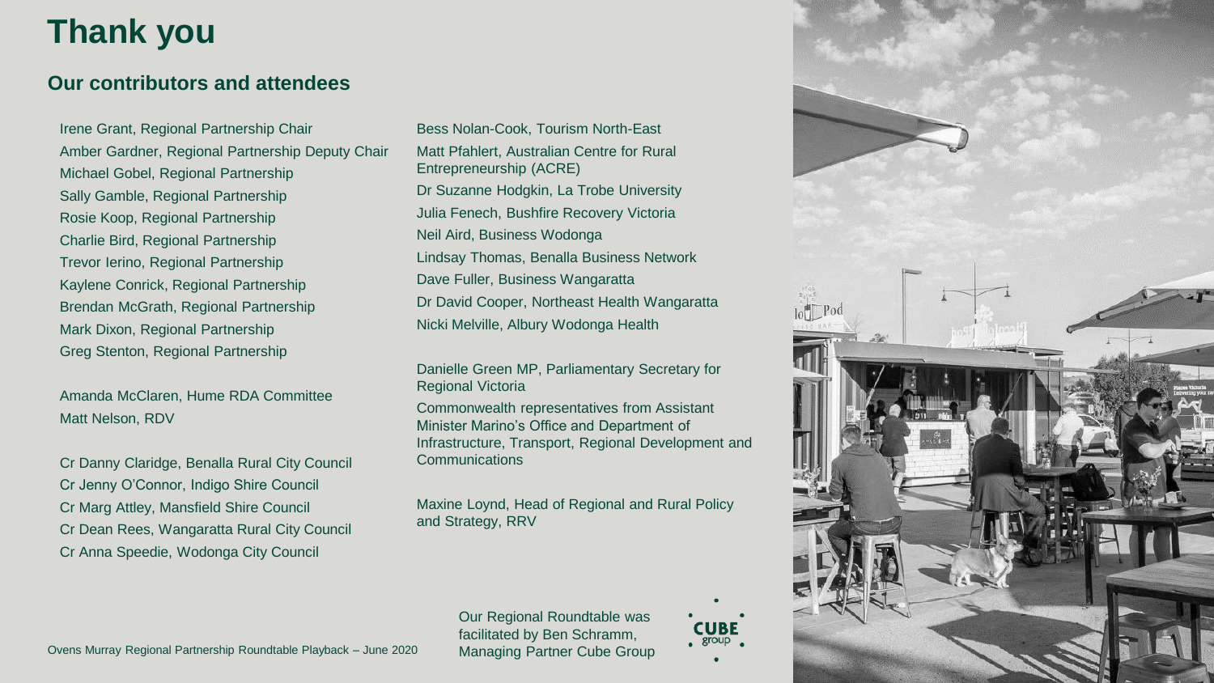# Thank you

## Our contributors and attendees

Irene Grant, Regional Partnership Chair
Amber Gardner, Regional Partnership Deputy Chair
Michael Gobel, Regional Partnership
Sally Gamble, Regional Partnership
Rosie Koop, Regional Partnership
Charlie Bird, Regional Partnership
Trevor Ierino, Regional Partnership
Kaylene Conrick, Regional Partnership
Brendan McGrath, Regional Partnership
Mark Dixon, Regional Partnership
Greg Stenton, Regional Partnership

Amanda McClaren, Hume RDA Committee
Matt Nelson, RDV

Cr Danny Claridge, Benalla Rural City Council
Cr Jenny O'Connor, Indigo Shire Council
Cr Marg Attley, Mansfield Shire Council
Cr Dean Rees, Wangaratta Rural City Council
Cr Anna Speedie, Wodonga City Council

Bess Nolan-Cook, Tourism North-East
Matt Pfahlert, Australian Centre for Rural Entrepreneurship (ACRE)
Dr Suzanne Hodgkin, La Trobe University
Julia Fenech, Bushfire Recovery Victoria
Neil Aird, Business Wodonga
Lindsay Thomas, Benalla Business Network
Dave Fuller, Business Wangaratta
Dr David Cooper, Northeast Health Wangaratta
Nicki Melville, Albury Wodonga Health

Danielle Green MP, Parliamentary Secretary for Regional Victoria

Commonwealth representatives from Assistant Minister Marino's Office and Department of Infrastructure, Transport, Regional Development and Communications

Maxine Loynd, Head of Regional and Rural Policy and Strategy, RRV

Our Regional Roundtable was facilitated by Ben Schramm, Managing Partner Cube Group

Ovens Murray Regional Partnership Roundtable Playback – June 2020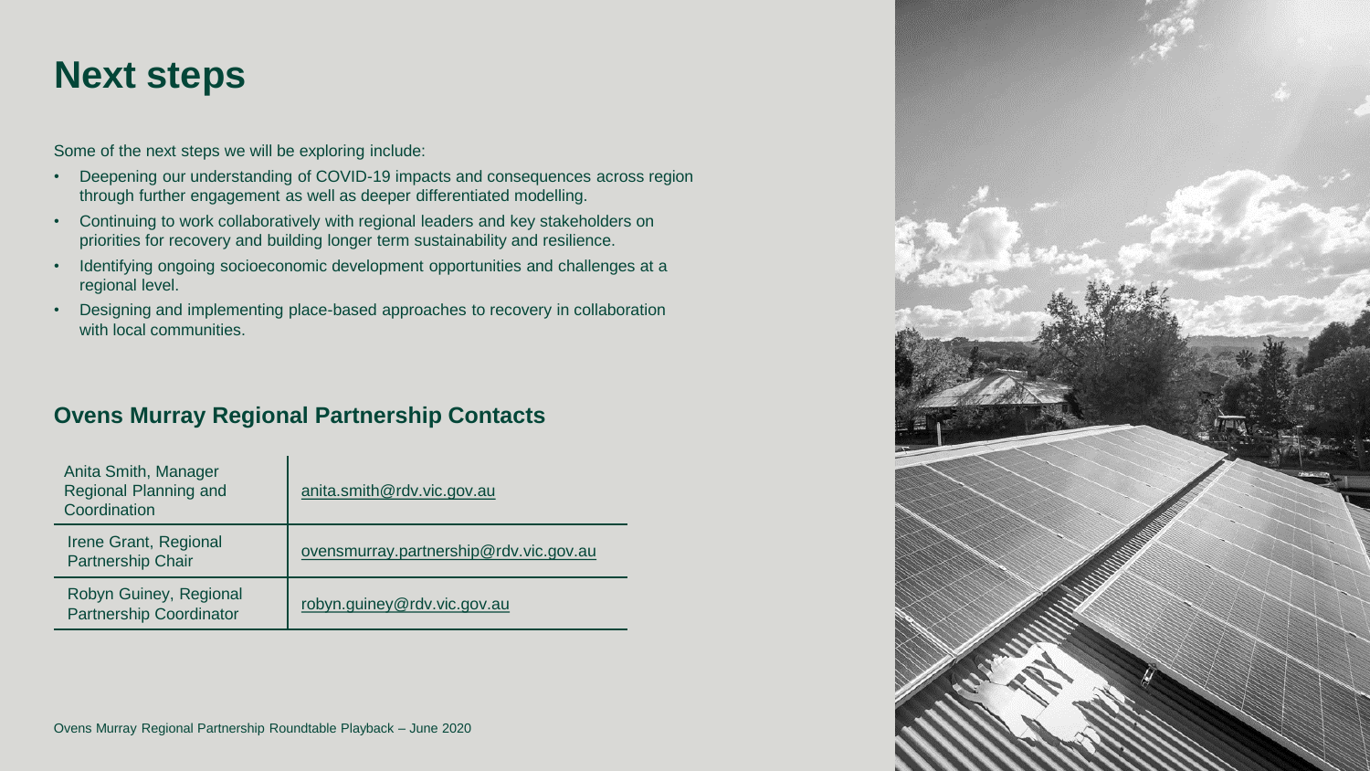# Next steps

Some of the next steps we will be exploring include:

- Deepening our understanding of COVID-19 impacts and consequences across region through further engagement as well as deeper differentiated modelling.
- Continuing to work collaboratively with regional leaders and key stakeholders on priorities for recovery and building longer term sustainability and resilience.
- Identifying ongoing socioeconomic development opportunities and challenges at a regional level.
- Designing and implementing place-based approaches to recovery in collaboration with local communities.

## Ovens Murray Regional Partnership Contacts

| | |
|---|---|
| Anita Smith, Manager Regional Planning and Coordination | anita.smith@rdv.vic.gov.au |
| Irene Grant, Regional Partnership Chair | ovensmurray.partnership@rdv.vic.gov.au |
| Robyn Guiney, Regional Partnership Coordinator | robyn.guiney@rdv.vic.gov.au |